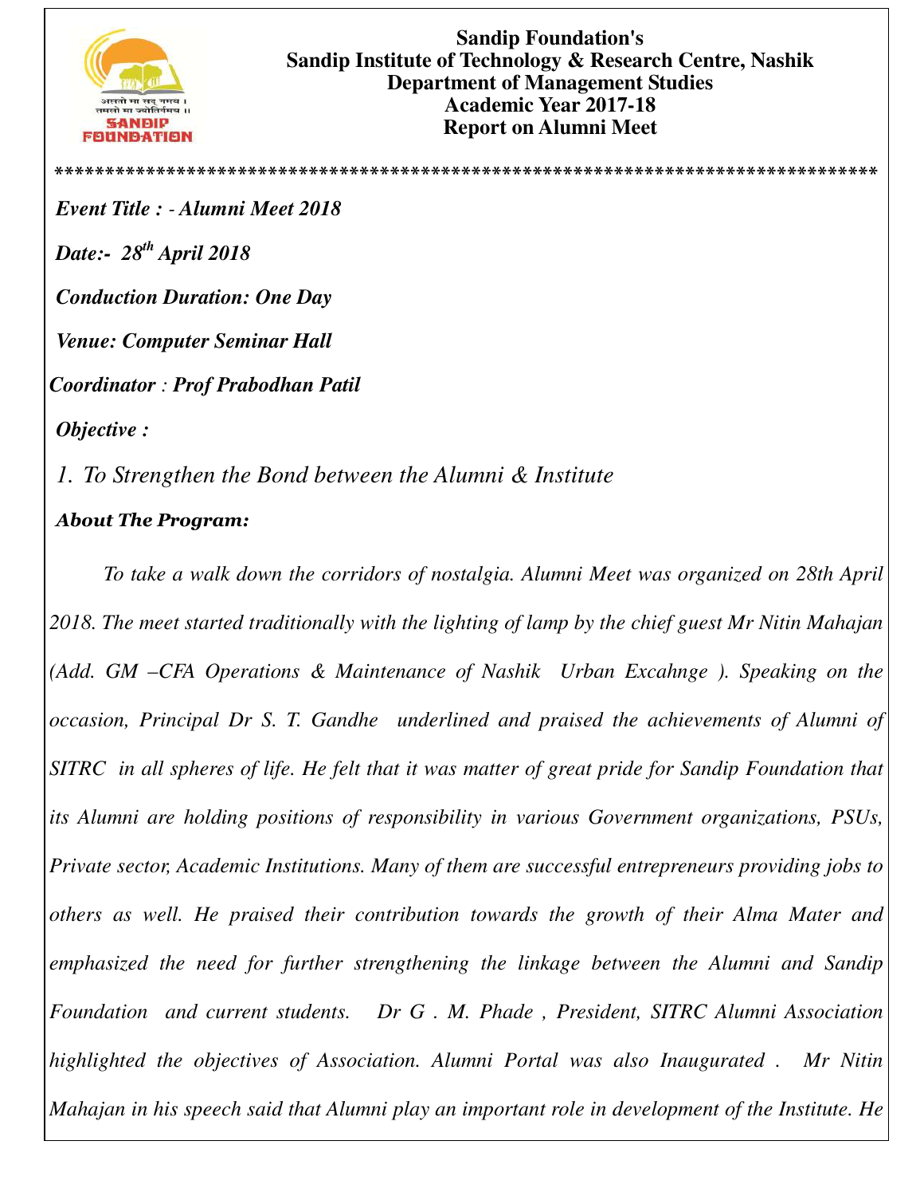**Sandip Foundation's**
**Sandip Institute of Technology & Research Centre, Nashik**
**Department of Management Studies**
**Academic Year 2017-18**
**Report on Alumni Meet**

*********************************************************************************

***Event Title : - Alumni Meet 2018***

***Date:- 28th April 2018***

***Conduction Duration: One Day***

***Venue: Computer Seminar Hall***

***Coordinator : Prof Prabodhan Patil***

***Objective :***

*1. To Strengthen the Bond between the Alumni & Institute*

***About The Program:***

*To take a walk down the corridors of nostalgia. Alumni Meet was organized on 28th April 2018. The meet started traditionally with the lighting of lamp by the chief guest Mr Nitin Mahajan (Add. GM –CFA Operations & Maintenance of Nashik Urban Excahnge ). Speaking on the occasion, Principal Dr S. T. Gandhe underlined and praised the achievements of Alumni of SITRC in all spheres of life. He felt that it was matter of great pride for Sandip Foundation that its Alumni are holding positions of responsibility in various Government organizations, PSUs, Private sector, Academic Institutions. Many of them are successful entrepreneurs providing jobs to others as well. He praised their contribution towards the growth of their Alma Mater and emphasized the need for further strengthening the linkage between the Alumni and Sandip Foundation and current students. Dr G . M. Phade , President, SITRC Alumni Association highlighted the objectives of Association. Alumni Portal was also Inaugurated . Mr Nitin Mahajan in his speech said that Alumni play an important role in development of the Institute. He*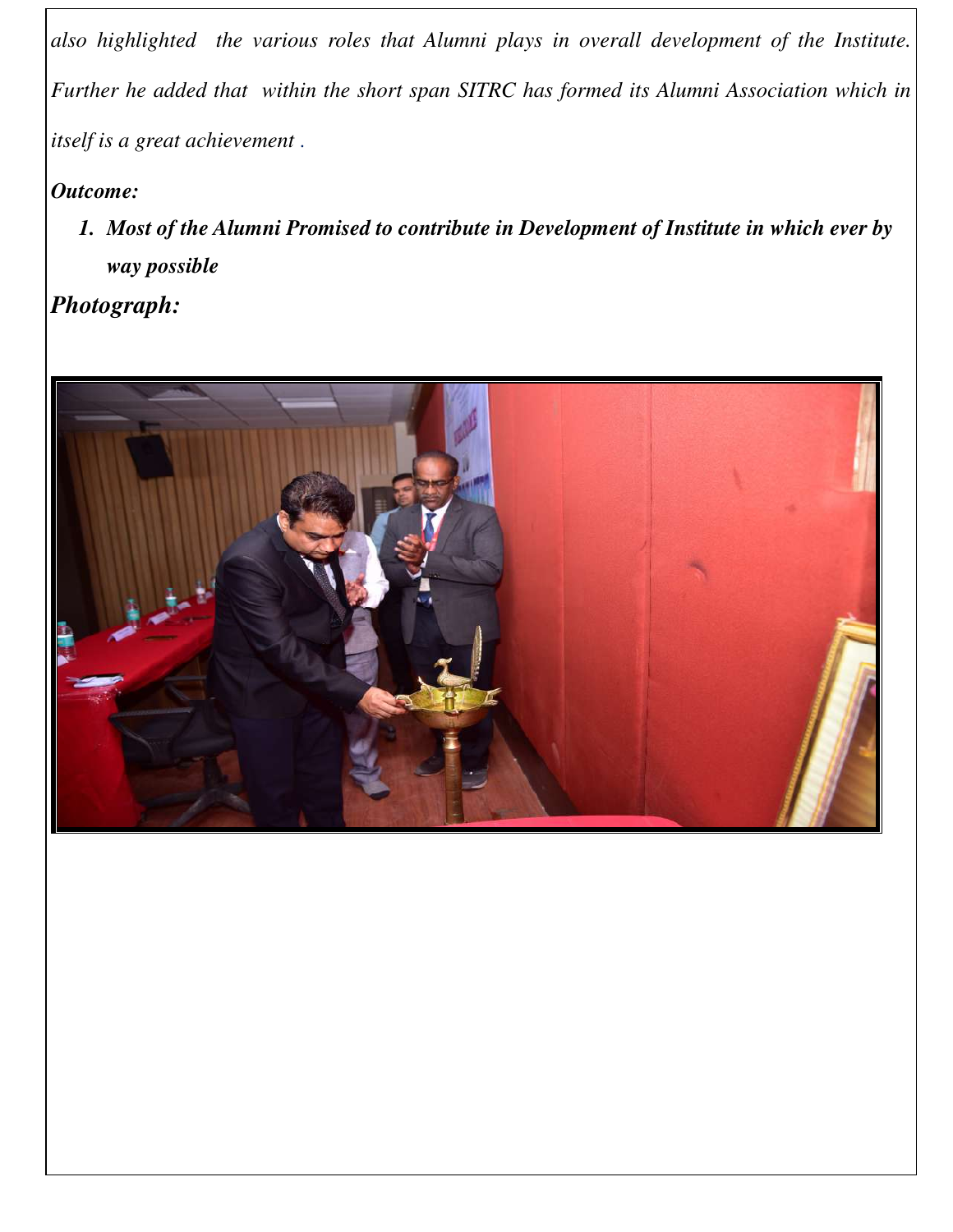*also highlighted the various roles that Alumni plays in overall development of the Institute. Further he added that within the short span SITRC has formed its Alumni Association which in itself is a great achievement .*

***Outcome:***

1. ***Most of the Alumni Promised to contribute in Development of Institute in which ever by way possible***

***Photograph:***